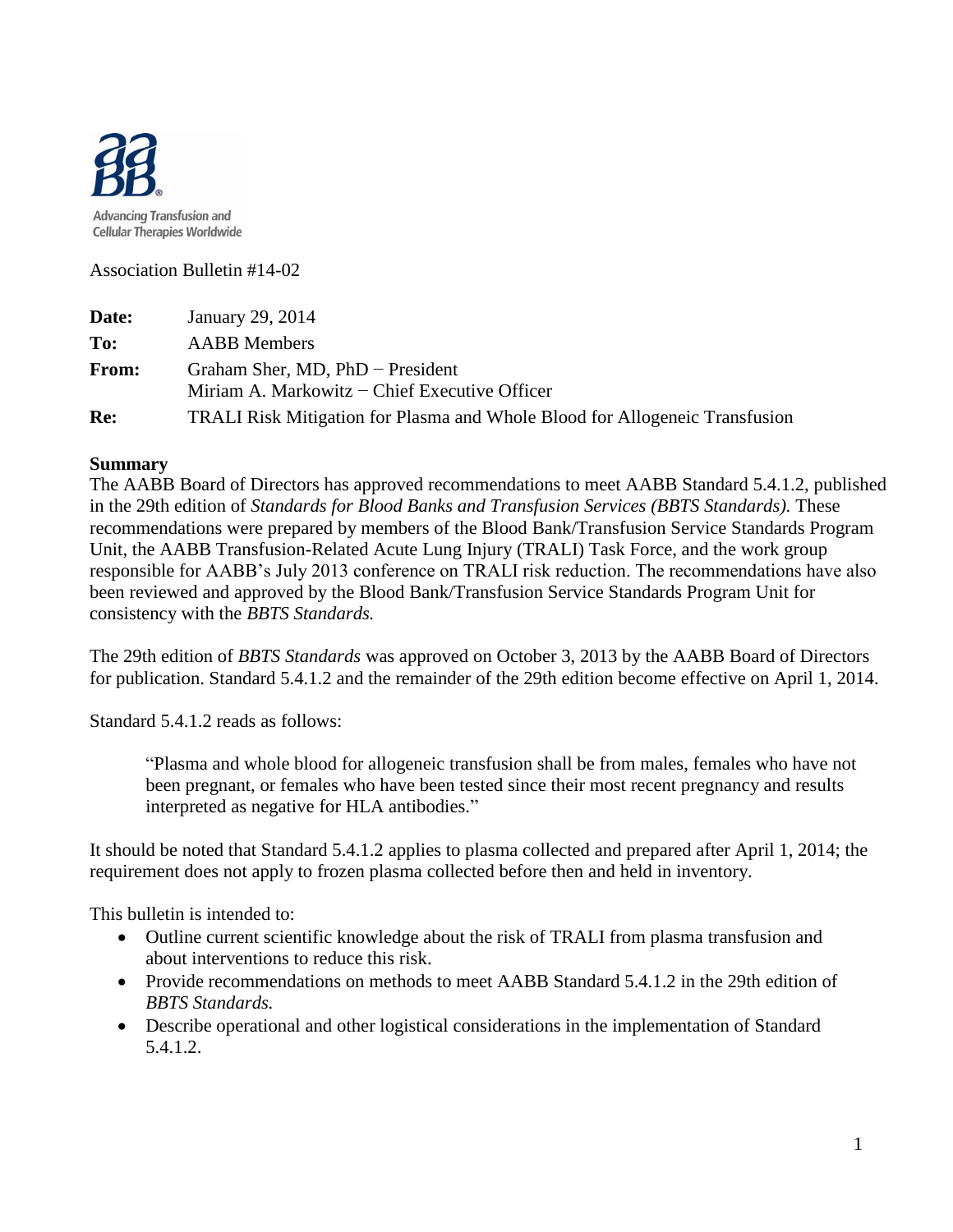Advancing Transfusion and Cellular Therapies Worldwide

Association Bulletin #14-02

| | |
|---|---|
| **Date:** | January 29, 2014 |
| **To:** | AABB Members |
| **From:** | Graham Sher, MD, PhD − President<br>Miriam A. Markowitz − Chief Executive Officer |
| **Re:** | TRALI Risk Mitigation for Plasma and Whole Blood for Allogeneic Transfusion |

**Summary**

The AABB Board of Directors has approved recommendations to meet AABB Standard 5.4.1.2, published in the 29th edition of *Standards for Blood Banks and Transfusion Services (BBTS Standards).* These recommendations were prepared by members of the Blood Bank/Transfusion Service Standards Program Unit, the AABB Transfusion-Related Acute Lung Injury (TRALI) Task Force, and the work group responsible for AABB's July 2013 conference on TRALI risk reduction. The recommendations have also been reviewed and approved by the Blood Bank/Transfusion Service Standards Program Unit for consistency with the *BBTS Standards.*

The 29th edition of *BBTS Standards* was approved on October 3, 2013 by the AABB Board of Directors for publication. Standard 5.4.1.2 and the remainder of the 29th edition become effective on April 1, 2014.

Standard 5.4.1.2 reads as follows:

> "Plasma and whole blood for allogeneic transfusion shall be from males, females who have not been pregnant, or females who have been tested since their most recent pregnancy and results interpreted as negative for HLA antibodies."

It should be noted that Standard 5.4.1.2 applies to plasma collected and prepared after April 1, 2014; the requirement does not apply to frozen plasma collected before then and held in inventory.

This bulletin is intended to:

- Outline current scientific knowledge about the risk of TRALI from plasma transfusion and about interventions to reduce this risk.
- Provide recommendations on methods to meet AABB Standard 5.4.1.2 in the 29th edition of *BBTS Standards.*
- Describe operational and other logistical considerations in the implementation of Standard 5.4.1.2.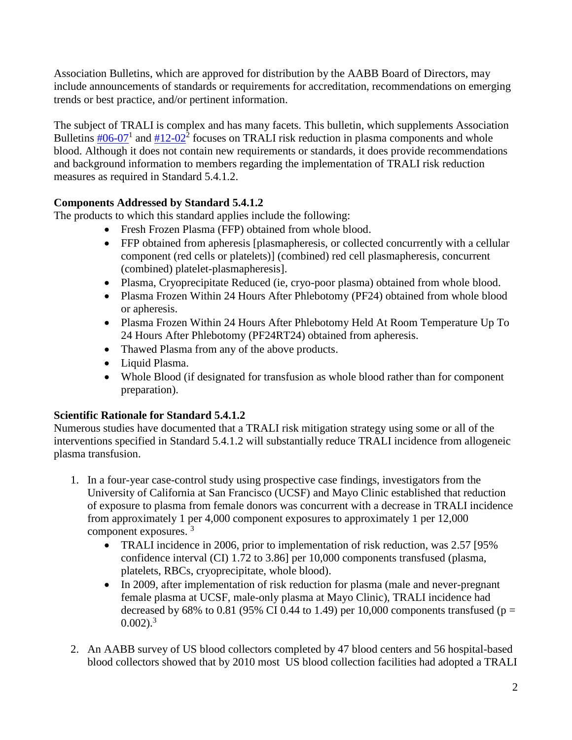Association Bulletins, which are approved for distribution by the AABB Board of Directors, may include announcements of standards or requirements for accreditation, recommendations on emerging trends or best practice, and/or pertinent information.

The subject of TRALI is complex and has many facets. This bulletin, which supplements Association Bulletins #06-07[1] and #12-02[2] focuses on TRALI risk reduction in plasma components and whole blood. Although it does not contain new requirements or standards, it does provide recommendations and background information to members regarding the implementation of TRALI risk reduction measures as required in Standard 5.4.1.2.

**Components Addressed by Standard 5.4.1.2**

The products to which this standard applies include the following:

- Fresh Frozen Plasma (FFP) obtained from whole blood.
- FFP obtained from apheresis [plasmapheresis, or collected concurrently with a cellular component (red cells or platelets)] (combined) red cell plasmapheresis, concurrent (combined) platelet-plasmapheresis].
- Plasma, Cryoprecipitate Reduced (ie, cryo-poor plasma) obtained from whole blood.
- Plasma Frozen Within 24 Hours After Phlebotomy (PF24) obtained from whole blood or apheresis.
- Plasma Frozen Within 24 Hours After Phlebotomy Held At Room Temperature Up To 24 Hours After Phlebotomy (PF24RT24) obtained from apheresis.
- Thawed Plasma from any of the above products.
- Liquid Plasma.
- Whole Blood (if designated for transfusion as whole blood rather than for component preparation).

**Scientific Rationale for Standard 5.4.1.2**

Numerous studies have documented that a TRALI risk mitigation strategy using some or all of the interventions specified in Standard 5.4.1.2 will substantially reduce TRALI incidence from allogeneic plasma transfusion.

1. In a four-year case-control study using prospective case findings, investigators from the University of California at San Francisco (UCSF) and Mayo Clinic established that reduction of exposure to plasma from female donors was concurrent with a decrease in TRALI incidence from approximately 1 per 4,000 component exposures to approximately 1 per 12,000 component exposures. [3]
   - TRALI incidence in 2006, prior to implementation of risk reduction, was 2.57 [95% confidence interval (CI) 1.72 to 3.86] per 10,000 components transfused (plasma, platelets, RBCs, cryoprecipitate, whole blood).
   - In 2009, after implementation of risk reduction for plasma (male and never-pregnant female plasma at UCSF, male-only plasma at Mayo Clinic), TRALI incidence had decreased by 68% to 0.81 (95% CI 0.44 to 1.49) per 10,000 components transfused ($p = 0.002$).[3]

2. An AABB survey of US blood collectors completed by 47 blood centers and 56 hospital-based blood collectors showed that by 2010 most US blood collection facilities had adopted a TRALI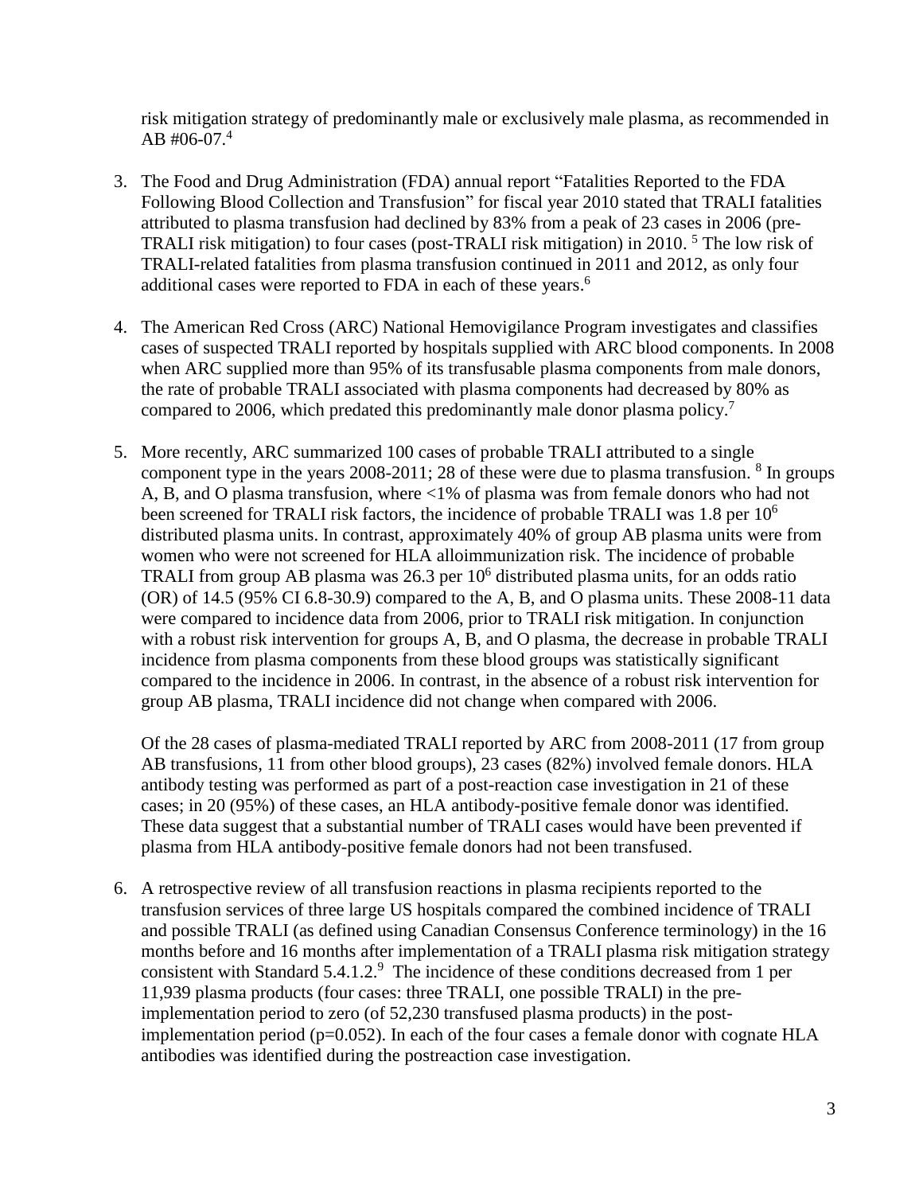risk mitigation strategy of predominantly male or exclusively male plasma, as recommended in AB #06-07.[4]

3. The Food and Drug Administration (FDA) annual report "Fatalities Reported to the FDA Following Blood Collection and Transfusion" for fiscal year 2010 stated that TRALI fatalities attributed to plasma transfusion had declined by 83% from a peak of 23 cases in 2006 (pre-TRALI risk mitigation) to four cases (post-TRALI risk mitigation) in 2010. [5] The low risk of TRALI-related fatalities from plasma transfusion continued in 2011 and 2012, as only four additional cases were reported to FDA in each of these years.[6]

4. The American Red Cross (ARC) National Hemovigilance Program investigates and classifies cases of suspected TRALI reported by hospitals supplied with ARC blood components. In 2008 when ARC supplied more than 95% of its transfusable plasma components from male donors, the rate of probable TRALI associated with plasma components had decreased by 80% as compared to 2006, which predated this predominantly male donor plasma policy.[7]

5. More recently, ARC summarized 100 cases of probable TRALI attributed to a single component type in the years 2008-2011; 28 of these were due to plasma transfusion. [8] In groups A, B, and O plasma transfusion, where <1% of plasma was from female donors who had not been screened for TRALI risk factors, the incidence of probable TRALI was 1.8 per $10^6$ distributed plasma units. In contrast, approximately 40% of group AB plasma units were from women who were not screened for HLA alloimmunization risk. The incidence of probable TRALI from group AB plasma was 26.3 per $10^6$ distributed plasma units, for an odds ratio (OR) of 14.5 (95% CI 6.8-30.9) compared to the A, B, and O plasma units. These 2008-11 data were compared to incidence data from 2006, prior to TRALI risk mitigation. In conjunction with a robust risk intervention for groups A, B, and O plasma, the decrease in probable TRALI incidence from plasma components from these blood groups was statistically significant compared to the incidence in 2006. In contrast, in the absence of a robust risk intervention for group AB plasma, TRALI incidence did not change when compared with 2006.

   Of the 28 cases of plasma-mediated TRALI reported by ARC from 2008-2011 (17 from group AB transfusions, 11 from other blood groups), 23 cases (82%) involved female donors. HLA antibody testing was performed as part of a post-reaction case investigation in 21 of these cases; in 20 (95%) of these cases, an HLA antibody-positive female donor was identified. These data suggest that a substantial number of TRALI cases would have been prevented if plasma from HLA antibody-positive female donors had not been transfused.

6. A retrospective review of all transfusion reactions in plasma recipients reported to the transfusion services of three large US hospitals compared the combined incidence of TRALI and possible TRALI (as defined using Canadian Consensus Conference terminology) in the 16 months before and 16 months after implementation of a TRALI plasma risk mitigation strategy consistent with Standard 5.4.1.2.[9] The incidence of these conditions decreased from 1 per 11,939 plasma products (four cases: three TRALI, one possible TRALI) in the pre-implementation period to zero (of 52,230 transfused plasma products) in the post-implementation period ($p=0.052$). In each of the four cases a female donor with cognate HLA antibodies was identified during the postreaction case investigation.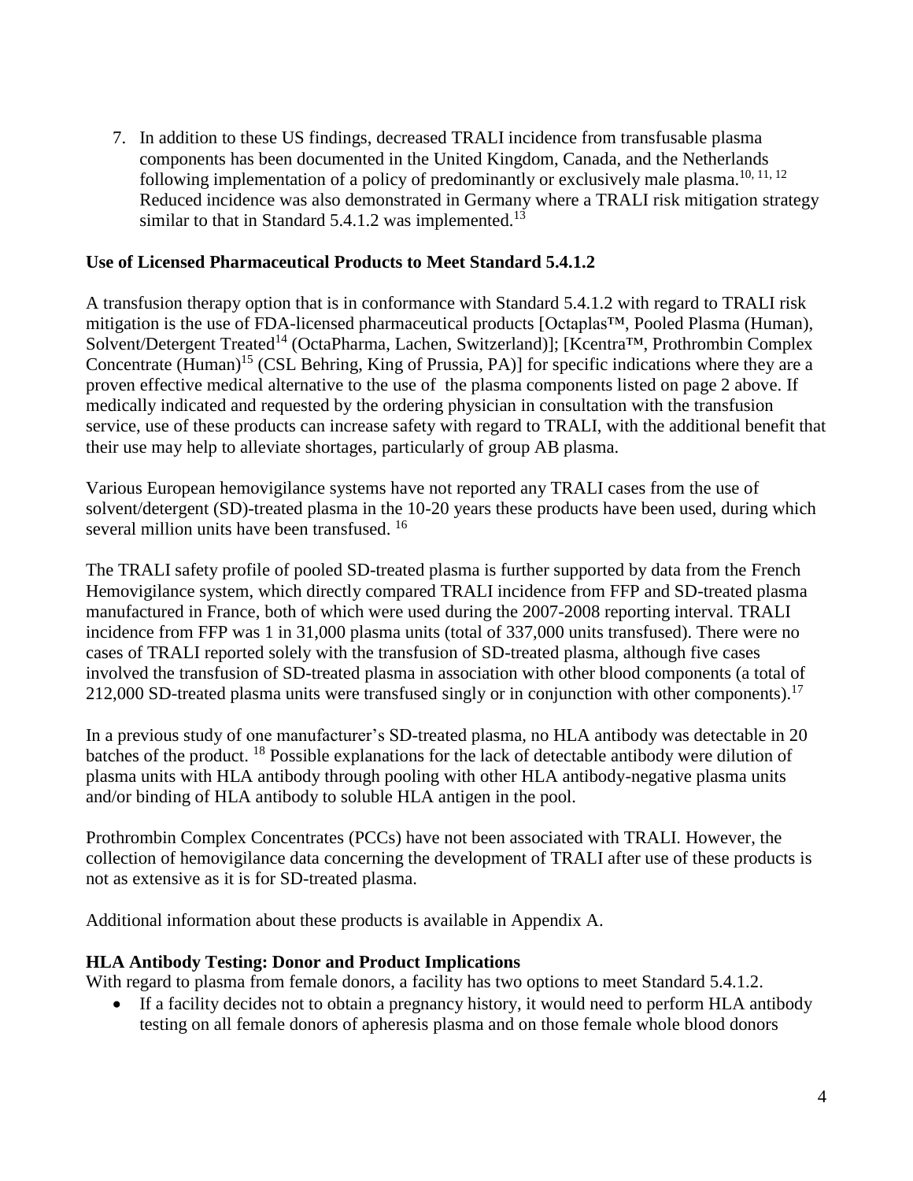7. In addition to these US findings, decreased TRALI incidence from transfusable plasma components has been documented in the United Kingdom, Canada, and the Netherlands following implementation of a policy of predominantly or exclusively male plasma.[10, 11, 12] Reduced incidence was also demonstrated in Germany where a TRALI risk mitigation strategy similar to that in Standard 5.4.1.2 was implemented.[13]

**Use of Licensed Pharmaceutical Products to Meet Standard 5.4.1.2**

A transfusion therapy option that is in conformance with Standard 5.4.1.2 with regard to TRALI risk mitigation is the use of FDA-licensed pharmaceutical products [Octaplas™, Pooled Plasma (Human), Solvent/Detergent Treated[14] (OctaPharma, Lachen, Switzerland)]; [Kcentra™, Prothrombin Complex Concentrate (Human)[15] (CSL Behring, King of Prussia, PA)] for specific indications where they are a proven effective medical alternative to the use of the plasma components listed on page 2 above. If medically indicated and requested by the ordering physician in consultation with the transfusion service, use of these products can increase safety with regard to TRALI, with the additional benefit that their use may help to alleviate shortages, particularly of group AB plasma.

Various European hemovigilance systems have not reported any TRALI cases from the use of solvent/detergent (SD)-treated plasma in the 10-20 years these products have been used, during which several million units have been transfused. [16]

The TRALI safety profile of pooled SD-treated plasma is further supported by data from the French Hemovigilance system, which directly compared TRALI incidence from FFP and SD-treated plasma manufactured in France, both of which were used during the 2007-2008 reporting interval. TRALI incidence from FFP was 1 in 31,000 plasma units (total of 337,000 units transfused). There were no cases of TRALI reported solely with the transfusion of SD-treated plasma, although five cases involved the transfusion of SD-treated plasma in association with other blood components (a total of 212,000 SD-treated plasma units were transfused singly or in conjunction with other components).[17]

In a previous study of one manufacturer's SD-treated plasma, no HLA antibody was detectable in 20 batches of the product. [18] Possible explanations for the lack of detectable antibody were dilution of plasma units with HLA antibody through pooling with other HLA antibody-negative plasma units and/or binding of HLA antibody to soluble HLA antigen in the pool.

Prothrombin Complex Concentrates (PCCs) have not been associated with TRALI. However, the collection of hemovigilance data concerning the development of TRALI after use of these products is not as extensive as it is for SD-treated plasma.

Additional information about these products is available in Appendix A.

**HLA Antibody Testing: Donor and Product Implications**

With regard to plasma from female donors, a facility has two options to meet Standard 5.4.1.2.

- If a facility decides not to obtain a pregnancy history, it would need to perform HLA antibody testing on all female donors of apheresis plasma and on those female whole blood donors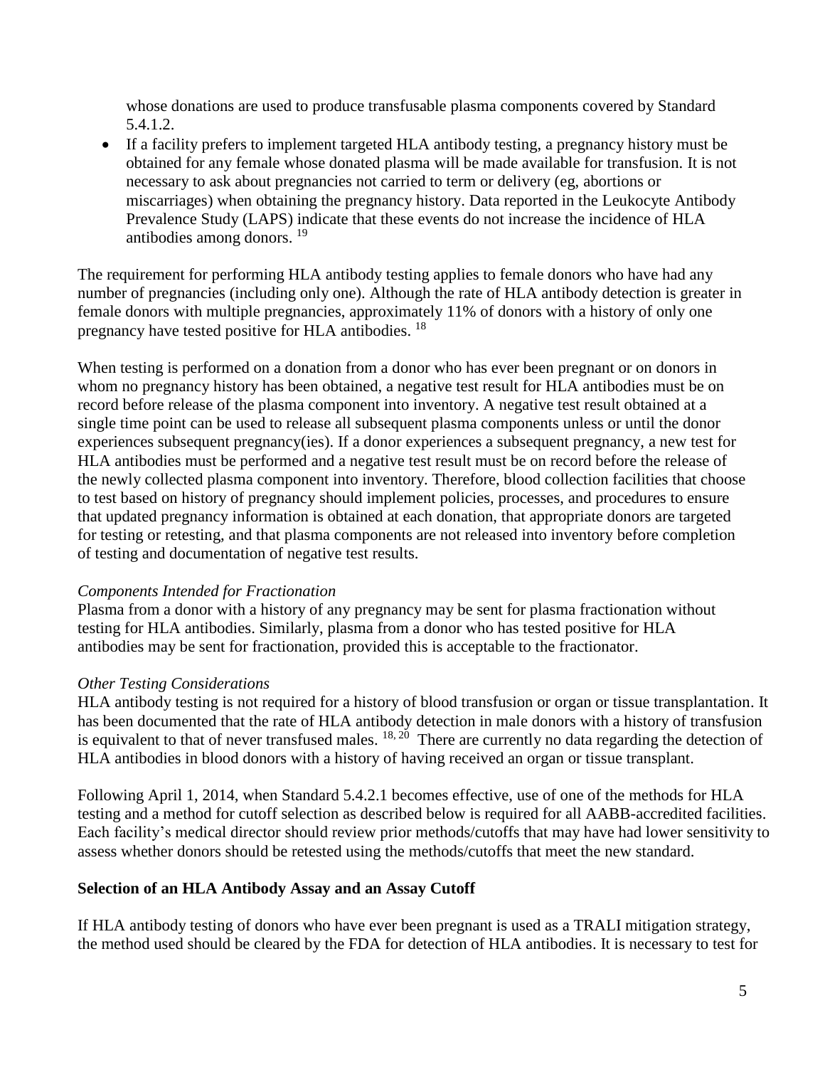whose donations are used to produce transfusable plasma components covered by Standard 5.4.1.2.

- If a facility prefers to implement targeted HLA antibody testing, a pregnancy history must be obtained for any female whose donated plasma will be made available for transfusion. It is not necessary to ask about pregnancies not carried to term or delivery (eg, abortions or miscarriages) when obtaining the pregnancy history. Data reported in the Leukocyte Antibody Prevalence Study (LAPS) indicate that these events do not increase the incidence of HLA antibodies among donors. [19]

The requirement for performing HLA antibody testing applies to female donors who have had any number of pregnancies (including only one). Although the rate of HLA antibody detection is greater in female donors with multiple pregnancies, approximately 11% of donors with a history of only one pregnancy have tested positive for HLA antibodies. [18]

When testing is performed on a donation from a donor who has ever been pregnant or on donors in whom no pregnancy history has been obtained, a negative test result for HLA antibodies must be on record before release of the plasma component into inventory. A negative test result obtained at a single time point can be used to release all subsequent plasma components unless or until the donor experiences subsequent pregnancy(ies). If a donor experiences a subsequent pregnancy, a new test for HLA antibodies must be performed and a negative test result must be on record before the release of the newly collected plasma component into inventory. Therefore, blood collection facilities that choose to test based on history of pregnancy should implement policies, processes, and procedures to ensure that updated pregnancy information is obtained at each donation, that appropriate donors are targeted for testing or retesting, and that plasma components are not released into inventory before completion of testing and documentation of negative test results.

*Components Intended for Fractionation*

Plasma from a donor with a history of any pregnancy may be sent for plasma fractionation without testing for HLA antibodies. Similarly, plasma from a donor who has tested positive for HLA antibodies may be sent for fractionation, provided this is acceptable to the fractionator.

*Other Testing Considerations*

HLA antibody testing is not required for a history of blood transfusion or organ or tissue transplantation. It has been documented that the rate of HLA antibody detection in male donors with a history of transfusion is equivalent to that of never transfused males. [18, 20] There are currently no data regarding the detection of HLA antibodies in blood donors with a history of having received an organ or tissue transplant.

Following April 1, 2014, when Standard 5.4.2.1 becomes effective, use of one of the methods for HLA testing and a method for cutoff selection as described below is required for all AABB-accredited facilities. Each facility's medical director should review prior methods/cutoffs that may have had lower sensitivity to assess whether donors should be retested using the methods/cutoffs that meet the new standard.

**Selection of an HLA Antibody Assay and an Assay Cutoff**

If HLA antibody testing of donors who have ever been pregnant is used as a TRALI mitigation strategy, the method used should be cleared by the FDA for detection of HLA antibodies. It is necessary to test for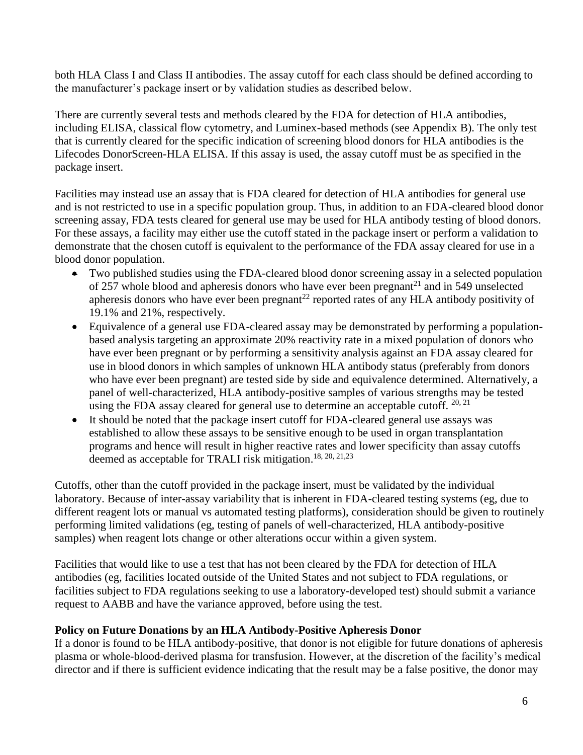both HLA Class I and Class II antibodies. The assay cutoff for each class should be defined according to the manufacturer's package insert or by validation studies as described below.

There are currently several tests and methods cleared by the FDA for detection of HLA antibodies, including ELISA, classical flow cytometry, and Luminex-based methods (see Appendix B). The only test that is currently cleared for the specific indication of screening blood donors for HLA antibodies is the Lifecodes DonorScreen-HLA ELISA. If this assay is used, the assay cutoff must be as specified in the package insert.

Facilities may instead use an assay that is FDA cleared for detection of HLA antibodies for general use and is not restricted to use in a specific population group. Thus, in addition to an FDA-cleared blood donor screening assay, FDA tests cleared for general use may be used for HLA antibody testing of blood donors. For these assays, a facility may either use the cutoff stated in the package insert or perform a validation to demonstrate that the chosen cutoff is equivalent to the performance of the FDA assay cleared for use in a blood donor population.

- Two published studies using the FDA-cleared blood donor screening assay in a selected population of 257 whole blood and apheresis donors who have ever been pregnant[21] and in 549 unselected apheresis donors who have ever been pregnant[22] reported rates of any HLA antibody positivity of 19.1% and 21%, respectively.
- Equivalence of a general use FDA-cleared assay may be demonstrated by performing a population-based analysis targeting an approximate 20% reactivity rate in a mixed population of donors who have ever been pregnant or by performing a sensitivity analysis against an FDA assay cleared for use in blood donors in which samples of unknown HLA antibody status (preferably from donors who have ever been pregnant) are tested side by side and equivalence determined. Alternatively, a panel of well-characterized, HLA antibody-positive samples of various strengths may be tested using the FDA assay cleared for general use to determine an acceptable cutoff.[20, 21]
- It should be noted that the package insert cutoff for FDA-cleared general use assays was established to allow these assays to be sensitive enough to be used in organ transplantation programs and hence will result in higher reactive rates and lower specificity than assay cutoffs deemed as acceptable for TRALI risk mitigation.[18, 20, 21,23]

Cutoffs, other than the cutoff provided in the package insert, must be validated by the individual laboratory. Because of inter-assay variability that is inherent in FDA-cleared testing systems (eg, due to different reagent lots or manual vs automated testing platforms), consideration should be given to routinely performing limited validations (eg, testing of panels of well-characterized, HLA antibody-positive samples) when reagent lots change or other alterations occur within a given system.

Facilities that would like to use a test that has not been cleared by the FDA for detection of HLA antibodies (eg, facilities located outside of the United States and not subject to FDA regulations, or facilities subject to FDA regulations seeking to use a laboratory-developed test) should submit a variance request to AABB and have the variance approved, before using the test.

**Policy on Future Donations by an HLA Antibody-Positive Apheresis Donor**

If a donor is found to be HLA antibody-positive, that donor is not eligible for future donations of apheresis plasma or whole-blood-derived plasma for transfusion. However, at the discretion of the facility's medical director and if there is sufficient evidence indicating that the result may be a false positive, the donor may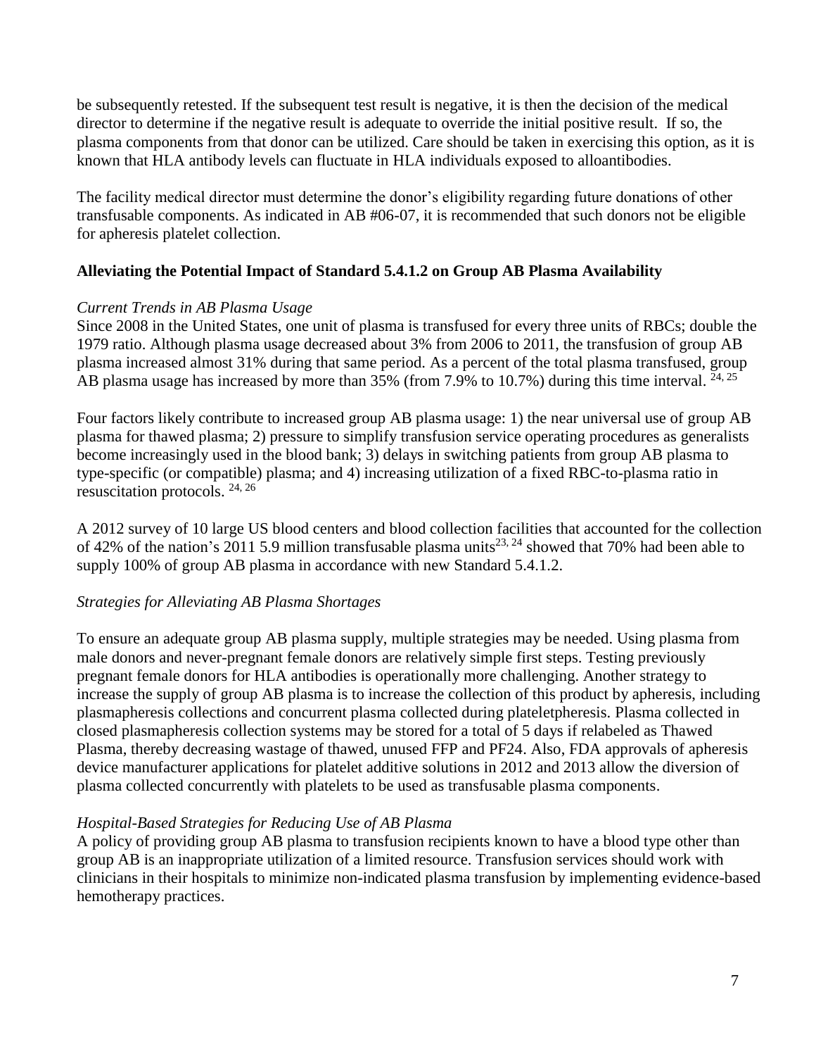be subsequently retested. If the subsequent test result is negative, it is then the decision of the medical director to determine if the negative result is adequate to override the initial positive result. If so, the plasma components from that donor can be utilized. Care should be taken in exercising this option, as it is known that HLA antibody levels can fluctuate in HLA individuals exposed to alloantibodies.

The facility medical director must determine the donor's eligibility regarding future donations of other transfusable components. As indicated in AB #06-07, it is recommended that such donors not be eligible for apheresis platelet collection.

**Alleviating the Potential Impact of Standard 5.4.1.2 on Group AB Plasma Availability**

*Current Trends in AB Plasma Usage*

Since 2008 in the United States, one unit of plasma is transfused for every three units of RBCs; double the 1979 ratio. Although plasma usage decreased about 3% from 2006 to 2011, the transfusion of group AB plasma increased almost 31% during that same period. As a percent of the total plasma transfused, group AB plasma usage has increased by more than 35% (from 7.9% to 10.7%) during this time interval. [24, 25]

Four factors likely contribute to increased group AB plasma usage: 1) the near universal use of group AB plasma for thawed plasma; 2) pressure to simplify transfusion service operating procedures as generalists become increasingly used in the blood bank; 3) delays in switching patients from group AB plasma to type-specific (or compatible) plasma; and 4) increasing utilization of a fixed RBC-to-plasma ratio in resuscitation protocols. [24, 26]

A 2012 survey of 10 large US blood centers and blood collection facilities that accounted for the collection of 42% of the nation's 2011 5.9 million transfusable plasma units[23, 24] showed that 70% had been able to supply 100% of group AB plasma in accordance with new Standard 5.4.1.2.

*Strategies for Alleviating AB Plasma Shortages*

To ensure an adequate group AB plasma supply, multiple strategies may be needed. Using plasma from male donors and never-pregnant female donors are relatively simple first steps. Testing previously pregnant female donors for HLA antibodies is operationally more challenging. Another strategy to increase the supply of group AB plasma is to increase the collection of this product by apheresis, including plasmapheresis collections and concurrent plasma collected during plateletpheresis. Plasma collected in closed plasmapheresis collection systems may be stored for a total of 5 days if relabeled as Thawed Plasma, thereby decreasing wastage of thawed, unused FFP and PF24. Also, FDA approvals of apheresis device manufacturer applications for platelet additive solutions in 2012 and 2013 allow the diversion of plasma collected concurrently with platelets to be used as transfusable plasma components.

*Hospital-Based Strategies for Reducing Use of AB Plasma*

A policy of providing group AB plasma to transfusion recipients known to have a blood type other than group AB is an inappropriate utilization of a limited resource. Transfusion services should work with clinicians in their hospitals to minimize non-indicated plasma transfusion by implementing evidence-based hemotherapy practices.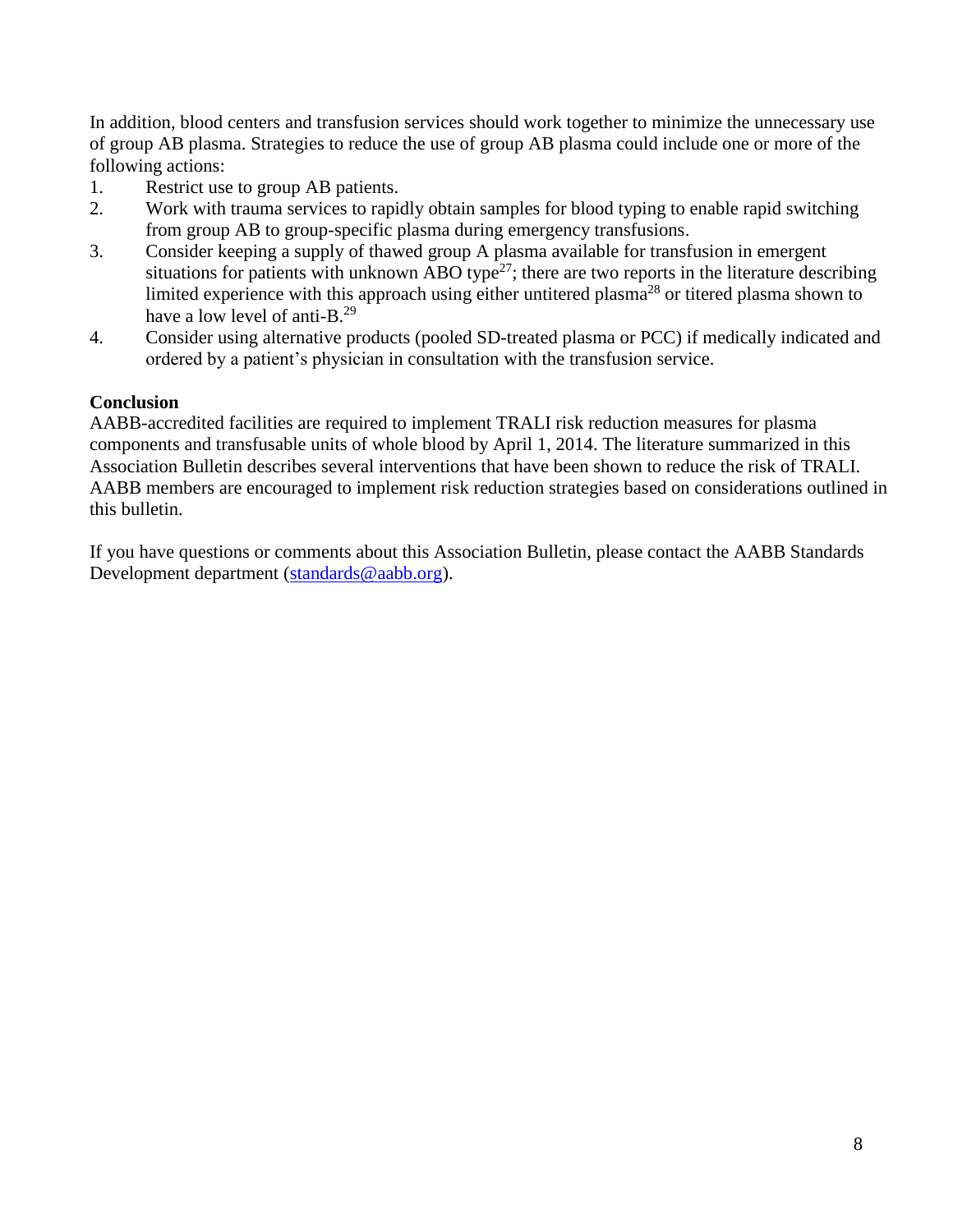In addition, blood centers and transfusion services should work together to minimize the unnecessary use of group AB plasma. Strategies to reduce the use of group AB plasma could include one or more of the following actions:

1. Restrict use to group AB patients.
2. Work with trauma services to rapidly obtain samples for blood typing to enable rapid switching from group AB to group-specific plasma during emergency transfusions.
3. Consider keeping a supply of thawed group A plasma available for transfusion in emergent situations for patients with unknown ABO type[27]; there are two reports in the literature describing limited experience with this approach using either untitered plasma[28] or titered plasma shown to have a low level of anti-B.[29]
4. Consider using alternative products (pooled SD-treated plasma or PCC) if medically indicated and ordered by a patient's physician in consultation with the transfusion service.

**Conclusion**

AABB-accredited facilities are required to implement TRALI risk reduction measures for plasma components and transfusable units of whole blood by April 1, 2014. The literature summarized in this Association Bulletin describes several interventions that have been shown to reduce the risk of TRALI. AABB members are encouraged to implement risk reduction strategies based on considerations outlined in this bulletin.

If you have questions or comments about this Association Bulletin, please contact the AABB Standards Development department (standards@aabb.org).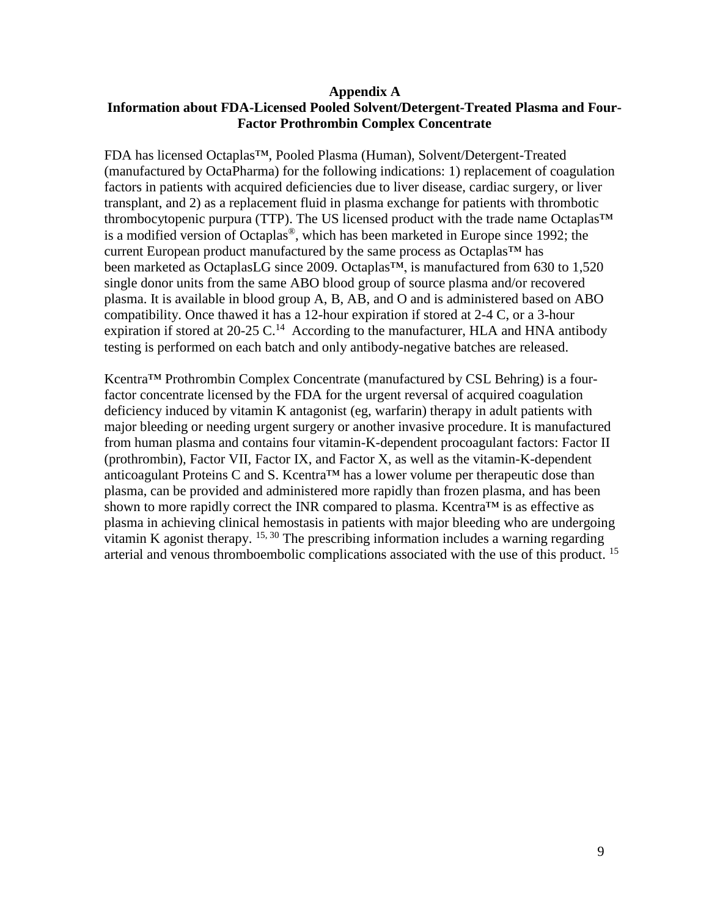## Appendix A
## Information about FDA-Licensed Pooled Solvent/Detergent-Treated Plasma and Four-Factor Prothrombin Complex Concentrate

FDA has licensed Octaplas™, Pooled Plasma (Human), Solvent/Detergent-Treated (manufactured by OctaPharma) for the following indications: 1) replacement of coagulation factors in patients with acquired deficiencies due to liver disease, cardiac surgery, or liver transplant, and 2) as a replacement fluid in plasma exchange for patients with thrombotic thrombocytopenic purpura (TTP). The US licensed product with the trade name Octaplas™ is a modified version of Octaplas®, which has been marketed in Europe since 1992; the current European product manufactured by the same process as Octaplas™ has been marketed as OctaplasLG since 2009. Octaplas™, is manufactured from 630 to 1,520 single donor units from the same ABO blood group of source plasma and/or recovered plasma. It is available in blood group A, B, AB, and O and is administered based on ABO compatibility. Once thawed it has a 12-hour expiration if stored at 2-4 C, or a 3-hour expiration if stored at 20-25 C.[14] According to the manufacturer, HLA and HNA antibody testing is performed on each batch and only antibody-negative batches are released.

Kcentra™ Prothrombin Complex Concentrate (manufactured by CSL Behring) is a four-factor concentrate licensed by the FDA for the urgent reversal of acquired coagulation deficiency induced by vitamin K antagonist (eg, warfarin) therapy in adult patients with major bleeding or needing urgent surgery or another invasive procedure. It is manufactured from human plasma and contains four vitamin-K-dependent procoagulant factors: Factor II (prothrombin), Factor VII, Factor IX, and Factor X, as well as the vitamin-K-dependent anticoagulant Proteins C and S. Kcentra™ has a lower volume per therapeutic dose than plasma, can be provided and administered more rapidly than frozen plasma, and has been shown to more rapidly correct the INR compared to plasma. Kcentra™ is as effective as plasma in achieving clinical hemostasis in patients with major bleeding who are undergoing vitamin K agonist therapy. [15, 30] The prescribing information includes a warning regarding arterial and venous thromboembolic complications associated with the use of this product. [15]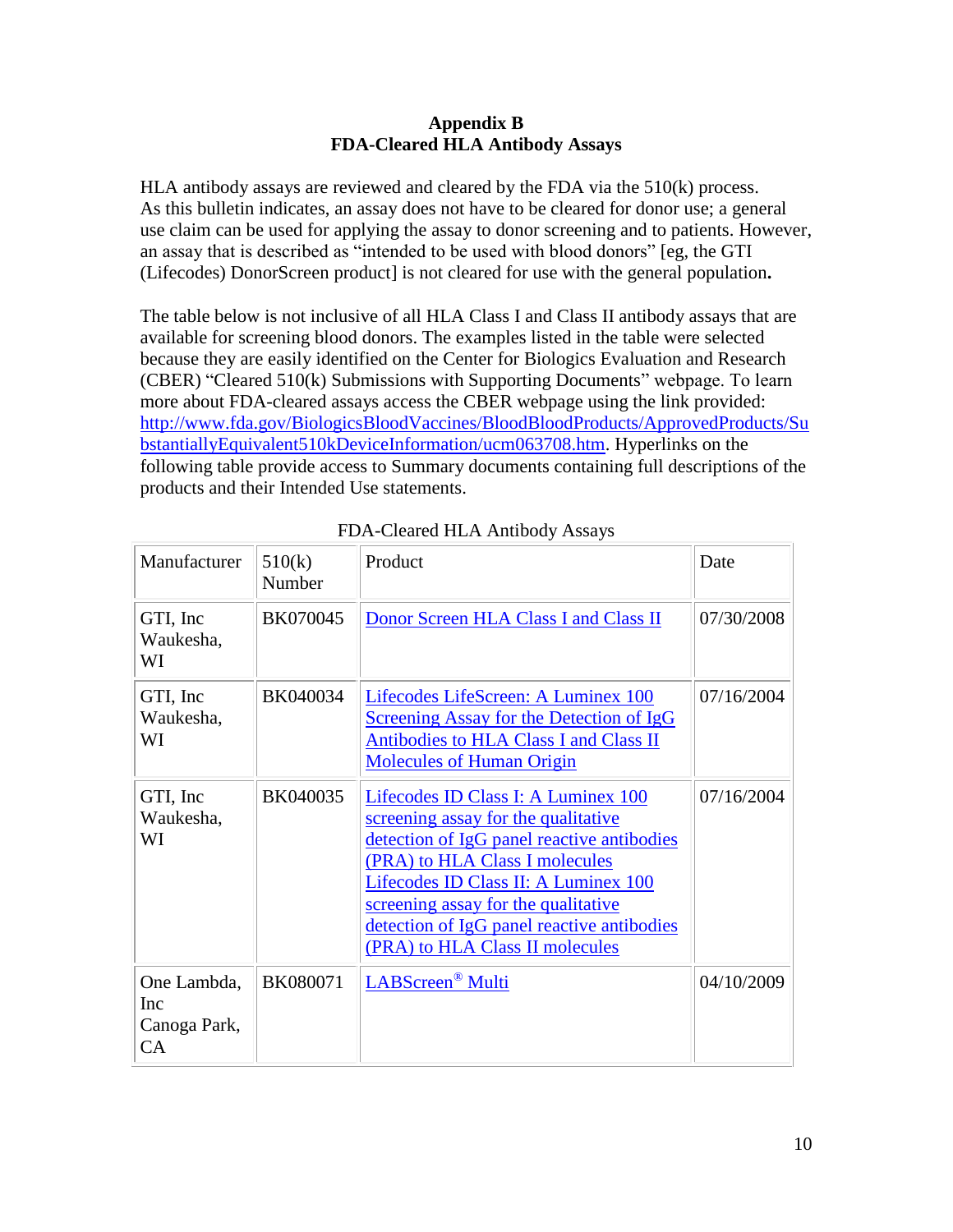# Appendix B
## FDA-Cleared HLA Antibody Assays

HLA antibody assays are reviewed and cleared by the FDA via the 510(k) process. As this bulletin indicates, an assay does not have to be cleared for donor use; a general use claim can be used for applying the assay to donor screening and to patients. However, an assay that is described as "intended to be used with blood donors" [eg, the GTI (Lifecodes) DonorScreen product] is not cleared for use with the general population**.**

The table below is not inclusive of all HLA Class I and Class II antibody assays that are available for screening blood donors. The examples listed in the table were selected because they are easily identified on the Center for Biologics Evaluation and Research (CBER) "Cleared 510(k) Submissions with Supporting Documents" webpage. To learn more about FDA-cleared assays access the CBER webpage using the link provided: http://www.fda.gov/BiologicsBloodVaccines/BloodBloodProducts/ApprovedProducts/SubstantiallyEquivalent510kDeviceInformation/ucm063708.htm. Hyperlinks on the following table provide access to Summary documents containing full descriptions of the products and their Intended Use statements.

FDA-Cleared HLA Antibody Assays

| Manufacturer | 510(k) Number | Product | Date |
|---|---|---|---|
| GTI, Inc Waukesha, WI | BK070045 | Donor Screen HLA Class I and Class II | 07/30/2008 |
| GTI, Inc Waukesha, WI | BK040034 | Lifecodes LifeScreen: A Luminex 100 Screening Assay for the Detection of IgG Antibodies to HLA Class I and Class II Molecules of Human Origin | 07/16/2004 |
| GTI, Inc Waukesha, WI | BK040035 | Lifecodes ID Class I: A Luminex 100 screening assay for the qualitative detection of IgG panel reactive antibodies (PRA) to HLA Class I molecules Lifecodes ID Class II: A Luminex 100 screening assay for the qualitative detection of IgG panel reactive antibodies (PRA) to HLA Class II molecules | 07/16/2004 |
| One Lambda, Inc Canoga Park, CA | BK080071 | LABScreen® Multi | 04/10/2009 |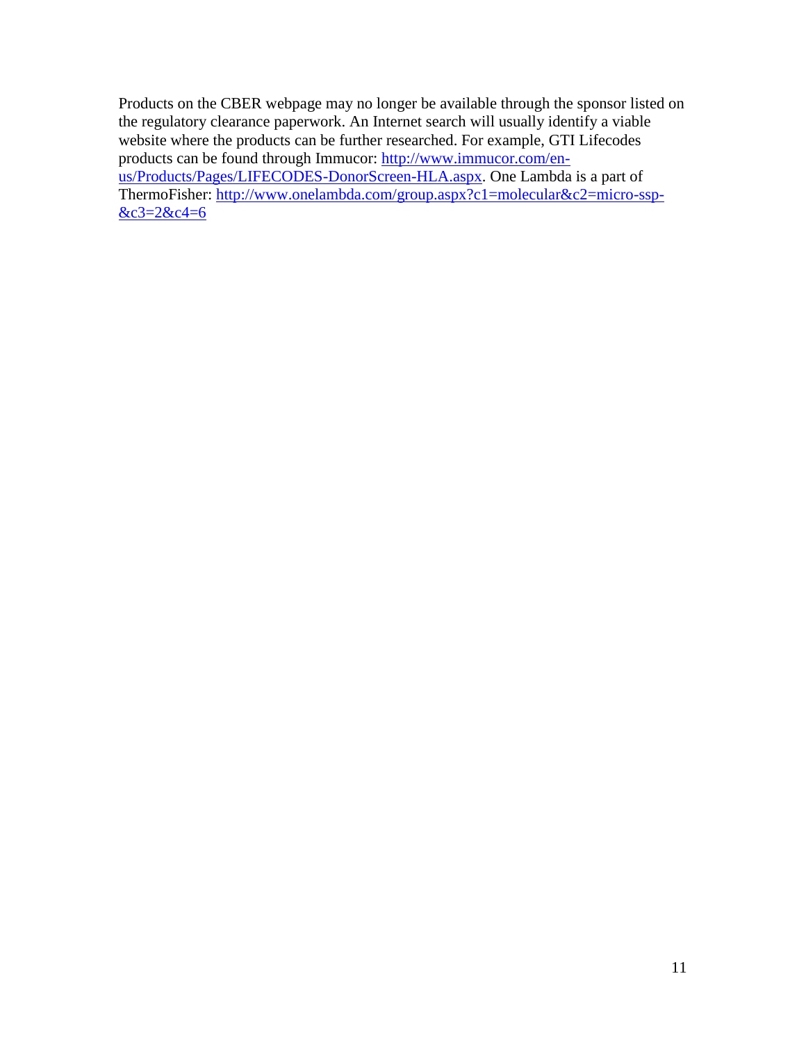Products on the CBER webpage may no longer be available through the sponsor listed on the regulatory clearance paperwork. An Internet search will usually identify a viable website where the products can be further researched. For example, GTI Lifecodes products can be found through Immucor: [http://www.immucor.com/en-us/Products/Pages/LIFECODES-DonorScreen-HLA.aspx](http://www.immucor.com/en-us/Products/Pages/LIFECODES-DonorScreen-HLA.aspx). One Lambda is a part of ThermoFisher: [http://www.onelambda.com/group.aspx?c1=molecular&c2=micro-ssp-&c3=2&c4=6](http://www.onelambda.com/group.aspx?c1=molecular&c2=micro-ssp-&c3=2&c4=6)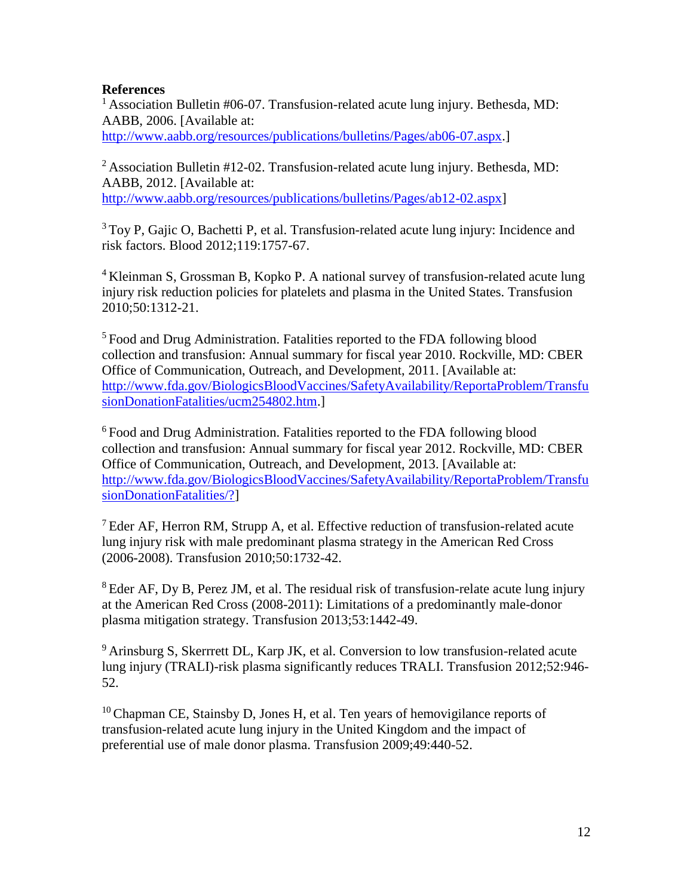**References**

[1] Association Bulletin #06-07. Transfusion-related acute lung injury. Bethesda, MD: AABB, 2006. [Available at: http://www.aabb.org/resources/publications/bulletins/Pages/ab06-07.aspx.]

[2] Association Bulletin #12-02. Transfusion-related acute lung injury. Bethesda, MD: AABB, 2012. [Available at: http://www.aabb.org/resources/publications/bulletins/Pages/ab12-02.aspx]

[3] Toy P, Gajic O, Bachetti P, et al. Transfusion-related acute lung injury: Incidence and risk factors. Blood 2012;119:1757-67.

[4] Kleinman S, Grossman B, Kopko P. A national survey of transfusion-related acute lung injury risk reduction policies for platelets and plasma in the United States. Transfusion 2010;50:1312-21.

[5] Food and Drug Administration. Fatalities reported to the FDA following blood collection and transfusion: Annual summary for fiscal year 2010. Rockville, MD: CBER Office of Communication, Outreach, and Development, 2011. [Available at: http://www.fda.gov/BiologicsBloodVaccines/SafetyAvailability/ReportaProblem/TransfusionDonationFatalities/ucm254802.htm.]

[6] Food and Drug Administration. Fatalities reported to the FDA following blood collection and transfusion: Annual summary for fiscal year 2012. Rockville, MD: CBER Office of Communication, Outreach, and Development, 2013. [Available at: http://www.fda.gov/BiologicsBloodVaccines/SafetyAvailability/ReportaProblem/TransfusionDonationFatalities/?]

[7] Eder AF, Herron RM, Strupp A, et al. Effective reduction of transfusion-related acute lung injury risk with male predominant plasma strategy in the American Red Cross (2006-2008). Transfusion 2010;50:1732-42.

[8] Eder AF, Dy B, Perez JM, et al. The residual risk of transfusion-relate acute lung injury at the American Red Cross (2008-2011): Limitations of a predominantly male-donor plasma mitigation strategy. Transfusion 2013;53:1442-49.

[9] Arinsburg S, Skerrett DL, Karp JK, et al. Conversion to low transfusion-related acute lung injury (TRALI)-risk plasma significantly reduces TRALI. Transfusion 2012;52:946-52.

[10] Chapman CE, Stainsby D, Jones H, et al. Ten years of hemovigilance reports of transfusion-related acute lung injury in the United Kingdom and the impact of preferential use of male donor plasma. Transfusion 2009;49:440-52.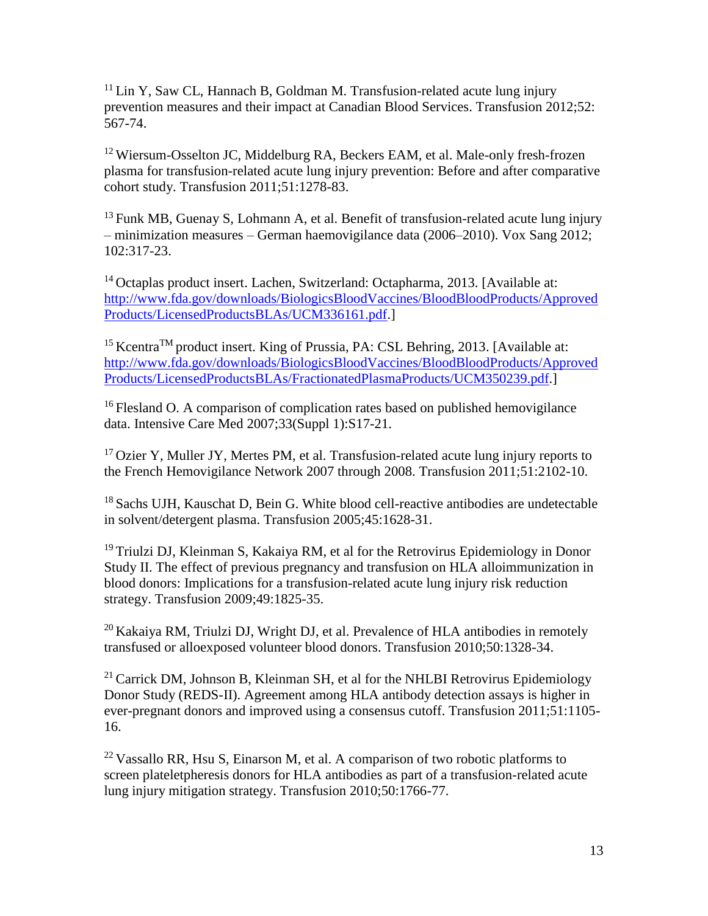[11] Lin Y, Saw CL, Hannach B, Goldman M. Transfusion-related acute lung injury prevention measures and their impact at Canadian Blood Services. Transfusion 2012;52: 567-74.

[12] Wiersum-Osselton JC, Middelburg RA, Beckers EAM, et al. Male-only fresh-frozen plasma for transfusion-related acute lung injury prevention: Before and after comparative cohort study. Transfusion 2011;51:1278-83.

[13] Funk MB, Guenay S, Lohmann A, et al. Benefit of transfusion-related acute lung injury – minimization measures – German haemovigilance data (2006–2010). Vox Sang 2012; 102:317-23.

[14] Octaplas product insert. Lachen, Switzerland: Octapharma, 2013. [Available at: http://www.fda.gov/downloads/BiologicsBloodVaccines/BloodBloodProducts/ApprovedProducts/LicensedProductsBLAs/UCM336161.pdf.]

[15] Kcentra™ product insert. King of Prussia, PA: CSL Behring, 2013. [Available at: http://www.fda.gov/downloads/BiologicsBloodVaccines/BloodBloodProducts/ApprovedProducts/LicensedProductsBLAs/FractionatedPlasmaProducts/UCM350239.pdf.]

[16] Flesland O. A comparison of complication rates based on published hemovigilance data. Intensive Care Med 2007;33(Suppl 1):S17-21.

[17] Ozier Y, Muller JY, Mertes PM, et al. Transfusion-related acute lung injury reports to the French Hemovigilance Network 2007 through 2008. Transfusion 2011;51:2102-10.

[18] Sachs UJH, Kauschat D, Bein G. White blood cell-reactive antibodies are undetectable in solvent/detergent plasma. Transfusion 2005;45:1628-31.

[19] Triulzi DJ, Kleinman S, Kakaiya RM, et al for the Retrovirus Epidemiology in Donor Study II. The effect of previous pregnancy and transfusion on HLA alloimmunization in blood donors: Implications for a transfusion-related acute lung injury risk reduction strategy. Transfusion 2009;49:1825-35.

[20] Kakaiya RM, Triulzi DJ, Wright DJ, et al. Prevalence of HLA antibodies in remotely transfused or alloexposed volunteer blood donors. Transfusion 2010;50:1328-34.

[21] Carrick DM, Johnson B, Kleinman SH, et al for the NHLBI Retrovirus Epidemiology Donor Study (REDS-II). Agreement among HLA antibody detection assays is higher in ever-pregnant donors and improved using a consensus cutoff. Transfusion 2011;51:1105-16.

[22] Vassallo RR, Hsu S, Einarson M, et al. A comparison of two robotic platforms to screen plateletpheresis donors for HLA antibodies as part of a transfusion-related acute lung injury mitigation strategy. Transfusion 2010;50:1766-77.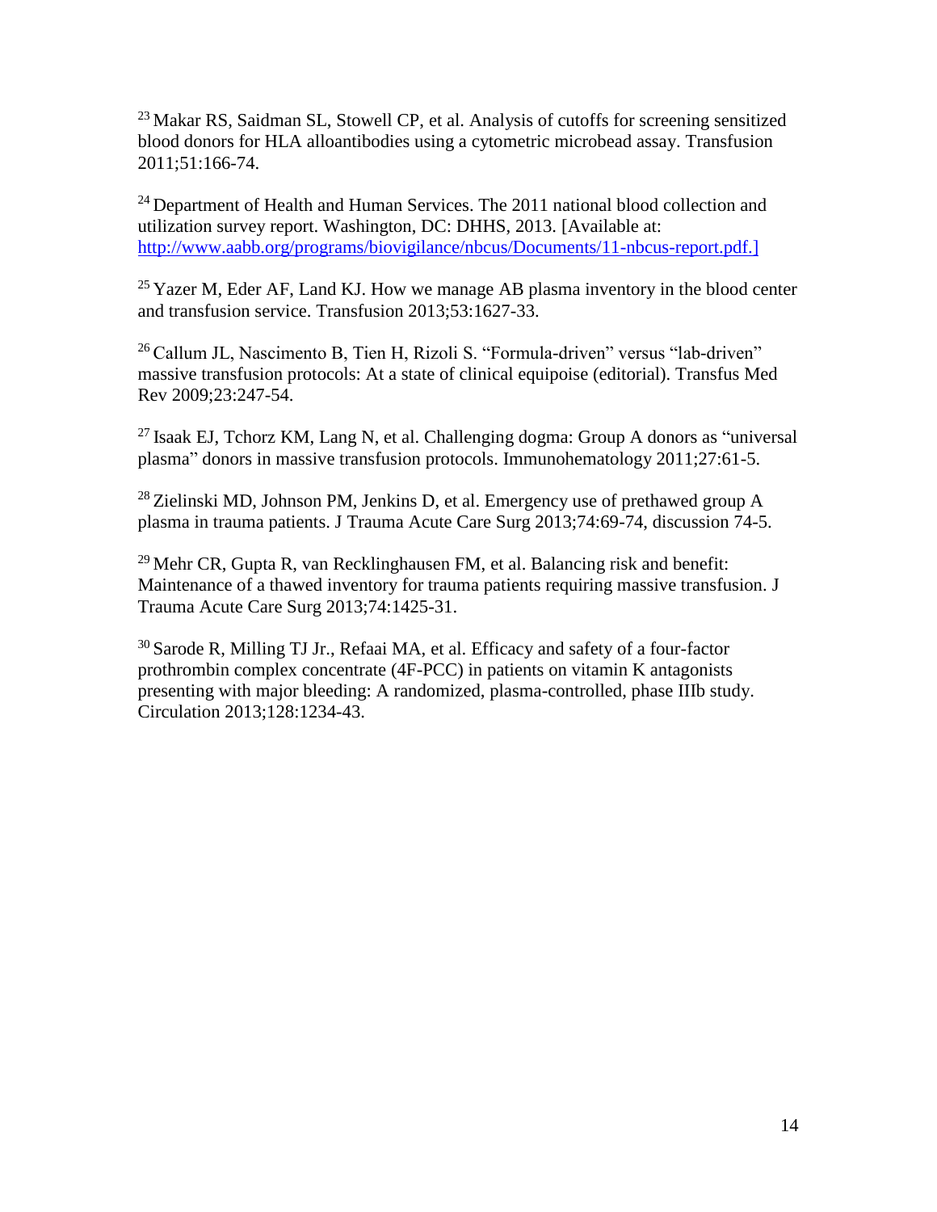[23] Makar RS, Saidman SL, Stowell CP, et al. Analysis of cutoffs for screening sensitized blood donors for HLA alloantibodies using a cytometric microbead assay. Transfusion 2011;51:166-74.

[24] Department of Health and Human Services. The 2011 national blood collection and utilization survey report. Washington, DC: DHHS, 2013. [Available at: http://www.aabb.org/programs/biovigilance/nbcus/Documents/11-nbcus-report.pdf.]

[25] Yazer M, Eder AF, Land KJ. How we manage AB plasma inventory in the blood center and transfusion service. Transfusion 2013;53:1627-33.

[26] Callum JL, Nascimento B, Tien H, Rizoli S. "Formula-driven" versus "lab-driven" massive transfusion protocols: At a state of clinical equipoise (editorial). Transfus Med Rev 2009;23:247-54.

[27] Isaak EJ, Tchorz KM, Lang N, et al. Challenging dogma: Group A donors as "universal plasma" donors in massive transfusion protocols. Immunohematology 2011;27:61-5.

[28] Zielinski MD, Johnson PM, Jenkins D, et al. Emergency use of prethawed group A plasma in trauma patients. J Trauma Acute Care Surg 2013;74:69-74, discussion 74-5.

[29] Mehr CR, Gupta R, van Recklinghausen FM, et al. Balancing risk and benefit: Maintenance of a thawed inventory for trauma patients requiring massive transfusion. J Trauma Acute Care Surg 2013;74:1425-31.

[30] Sarode R, Milling TJ Jr., Refaai MA, et al. Efficacy and safety of a four-factor prothrombin complex concentrate (4F-PCC) in patients on vitamin K antagonists presenting with major bleeding: A randomized, plasma-controlled, phase IIIb study. Circulation 2013;128:1234-43.